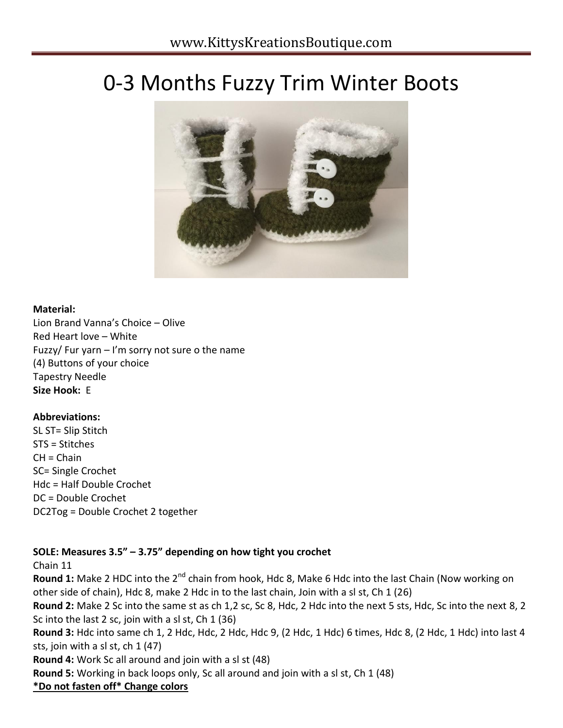# 0-3 Months Fuzzy Trim Winter Boots

**Material:**
Lion Brand Vanna's Choice – Olive
Red Heart love – White
Fuzzy/ Fur yarn – I'm sorry not sure o the name
(4) Buttons of your choice
Tapestry Needle
**Size Hook:** E

**Abbreviations:**
SL ST= Slip Stitch
STS = Stitches
CH = Chain
SC= Single Crochet
Hdc = Half Double Crochet
DC = Double Crochet
DC2Tog = Double Crochet 2 together

**SOLE: Measures 3.5" – 3.75" depending on how tight you crochet**
Chain 11
**Round 1:** Make 2 HDC into the 2nd chain from hook, Hdc 8, Make 6 Hdc into the last Chain (Now working on other side of chain), Hdc 8, make 2 Hdc in to the last chain, Join with a sl st, Ch 1 (26)
**Round 2:** Make 2 Sc into the same st as ch 1,2 sc, Sc 8, Hdc, 2 Hdc into the next 5 sts, Hdc, Sc into the next 8, 2 Sc into the last 2 sc, join with a sl st, Ch 1 (36)
**Round 3:** Hdc into same ch 1, 2 Hdc, Hdc, 2 Hdc, Hdc 9, (2 Hdc, 1 Hdc) 6 times, Hdc 8, (2 Hdc, 1 Hdc) into last 4 sts, join with a sl st, ch 1 (47)
**Round 4:** Work Sc all around and join with a sl st (48)
**Round 5:** Working in back loops only, Sc all around and join with a sl st, Ch 1 (48)
***Do not fasten off* Change colors**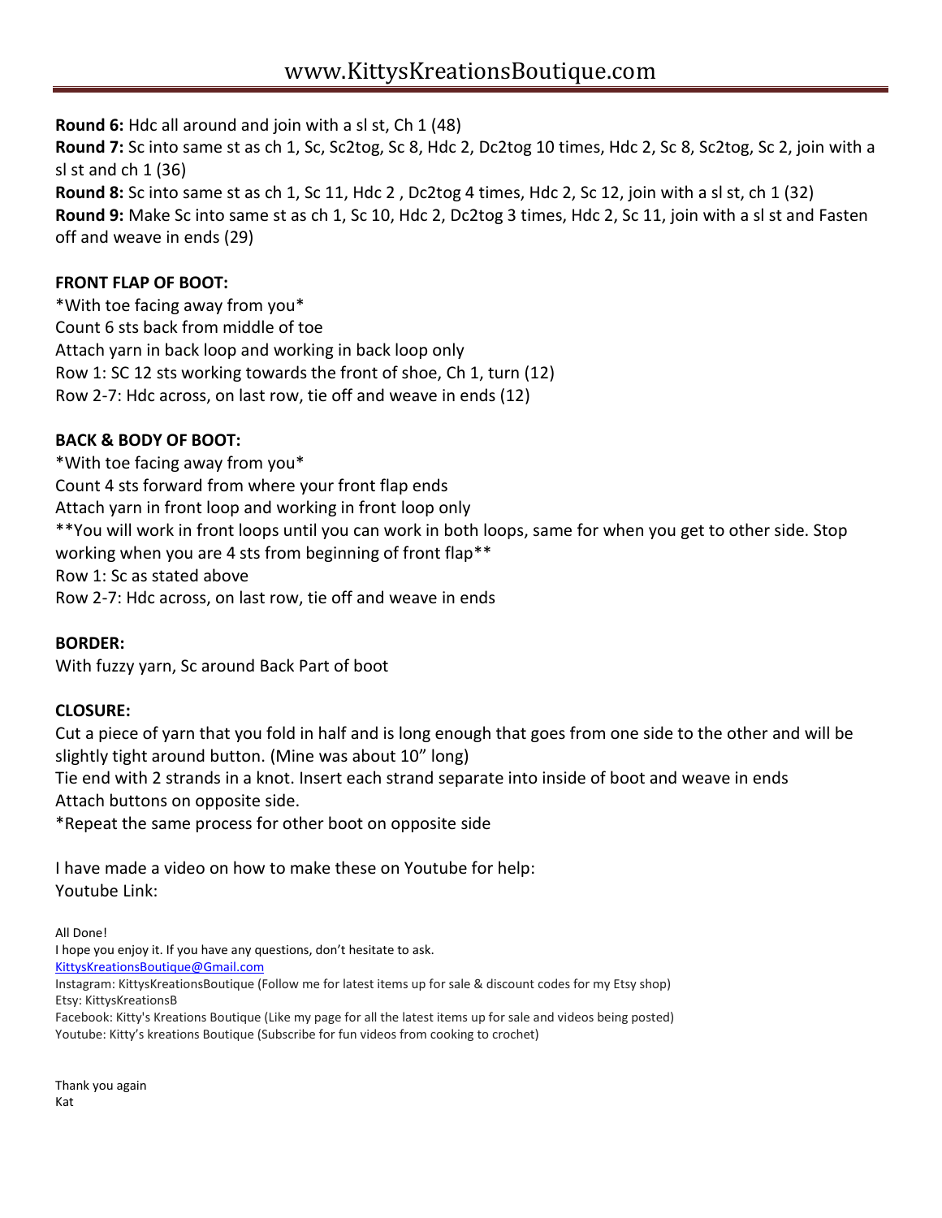**Round 6:** Hdc all around and join with a sl st, Ch 1 (48)
**Round 7:** Sc into same st as ch 1, Sc, Sc2tog, Sc 8, Hdc 2, Dc2tog 10 times, Hdc 2, Sc 8, Sc2tog, Sc 2, join with a sl st and ch 1 (36)
**Round 8:** Sc into same st as ch 1, Sc 11, Hdc 2 , Dc2tog 4 times, Hdc 2, Sc 12, join with a sl st, ch 1 (32)
**Round 9:** Make Sc into same st as ch 1, Sc 10, Hdc 2, Dc2tog 3 times, Hdc 2, Sc 11, join with a sl st and Fasten off and weave in ends (29)

**FRONT FLAP OF BOOT:**
*With toe facing away from you*
Count 6 sts back from middle of toe
Attach yarn in back loop and working in back loop only
Row 1: SC 12 sts working towards the front of shoe, Ch 1, turn (12)
Row 2-7: Hdc across, on last row, tie off and weave in ends (12)

**BACK & BODY OF BOOT:**
*With toe facing away from you*
Count 4 sts forward from where your front flap ends
Attach yarn in front loop and working in front loop only
**You will work in front loops until you can work in both loops, same for when you get to other side. Stop working when you are 4 sts from beginning of front flap**
Row 1: Sc as stated above
Row 2-7: Hdc across, on last row, tie off and weave in ends

**BORDER:**
With fuzzy yarn, Sc around Back Part of boot

**CLOSURE:**
Cut a piece of yarn that you fold in half and is long enough that goes from one side to the other and will be slightly tight around button. (Mine was about 10" long)
Tie end with 2 strands in a knot. Insert each strand separate into inside of boot and weave in ends
Attach buttons on opposite side.
*Repeat the same process for other boot on opposite side

I have made a video on how to make these on Youtube for help:
Youtube Link:

All Done!
I hope you enjoy it. If you have any questions, don't hesitate to ask.
KittysKreationsBoutique@Gmail.com
Instagram: KittysKreationsBoutique (Follow me for latest items up for sale & discount codes for my Etsy shop)
Etsy: KittysKreationsB
Facebook: Kitty's Kreations Boutique (Like my page for all the latest items up for sale and videos being posted)
Youtube: Kitty's kreations Boutique (Subscribe for fun videos from cooking to crochet)

Thank you again
Kat